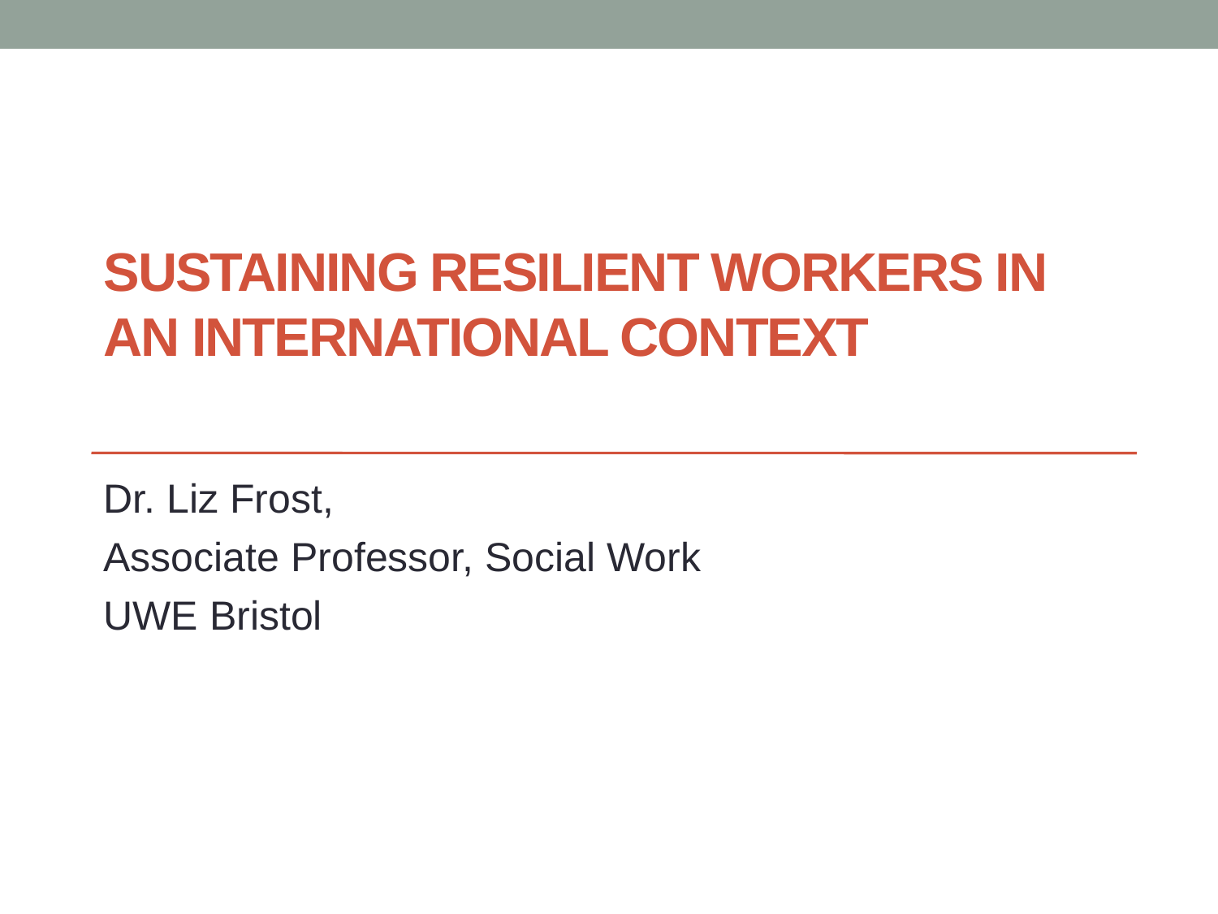# SUSTAINING RESILIENT WORKERS IN AN INTERNATIONAL CONTEXT

Dr. Liz Frost,

Associate Professor, Social Work

UWE Bristol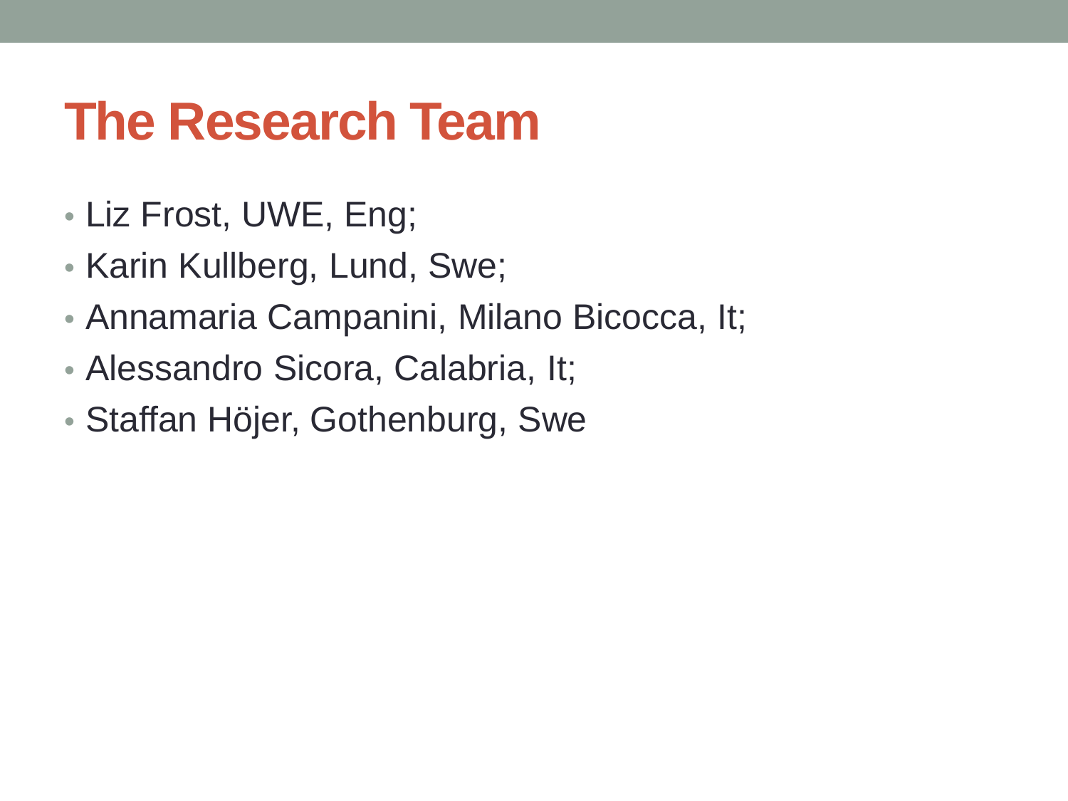# The Research Team

- Liz Frost, UWE, Eng;
- Karin Kullberg, Lund, Swe;
- Annamaria Campanini, Milano Bicocca, It;
- Alessandro Sicora, Calabria, It;
- Staffan Höjer, Gothenburg, Swe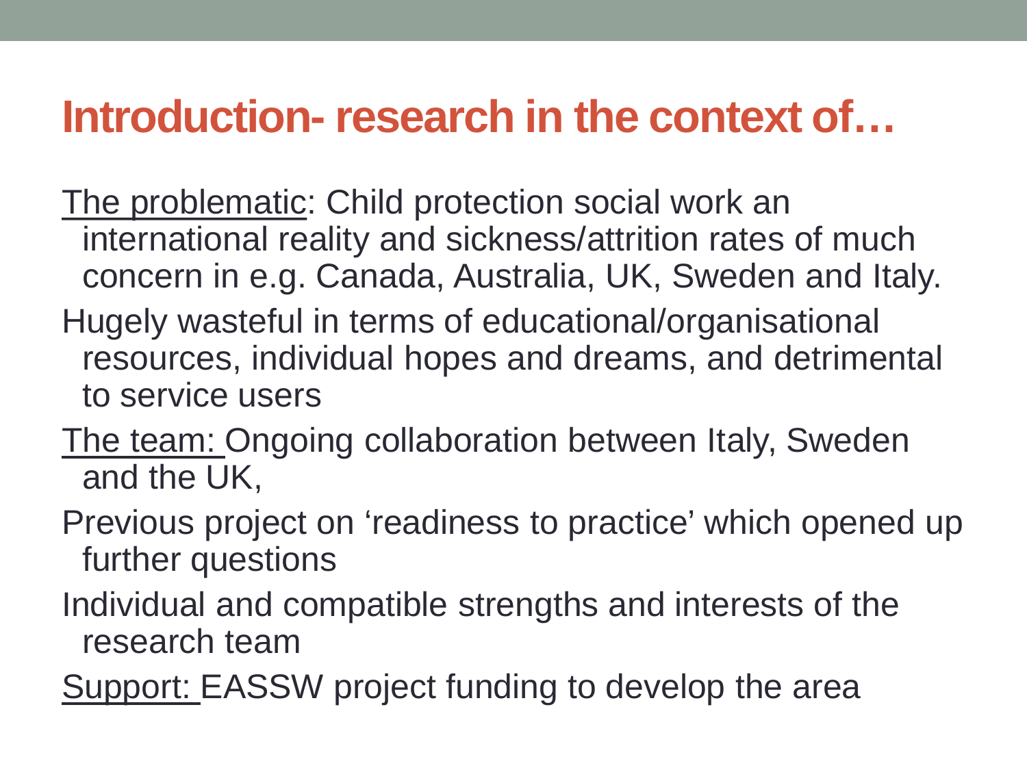# Introduction- research in the context of…

The problematic: Child protection social work an international reality and sickness/attrition rates of much concern in e.g. Canada, Australia, UK, Sweden and Italy.

Hugely wasteful in terms of educational/organisational resources, individual hopes and dreams, and detrimental to service users

The team: Ongoing collaboration between Italy, Sweden and the UK,

Previous project on 'readiness to practice' which opened up further questions

Individual and compatible strengths and interests of the research team

Support: EASSW project funding to develop the area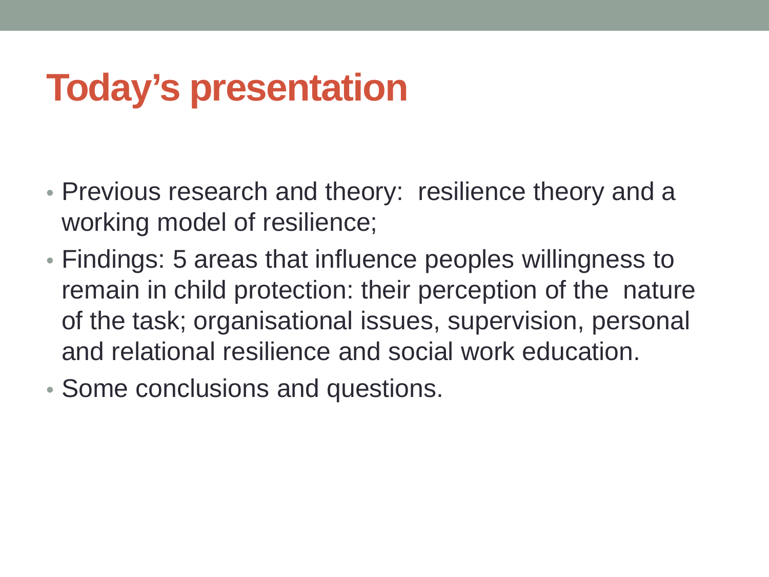# Today's presentation

- Previous research and theory: resilience theory and a working model of resilience;
- Findings: 5 areas that influence peoples willingness to remain in child protection: their perception of the nature of the task; organisational issues, supervision, personal and relational resilience and social work education.
- Some conclusions and questions.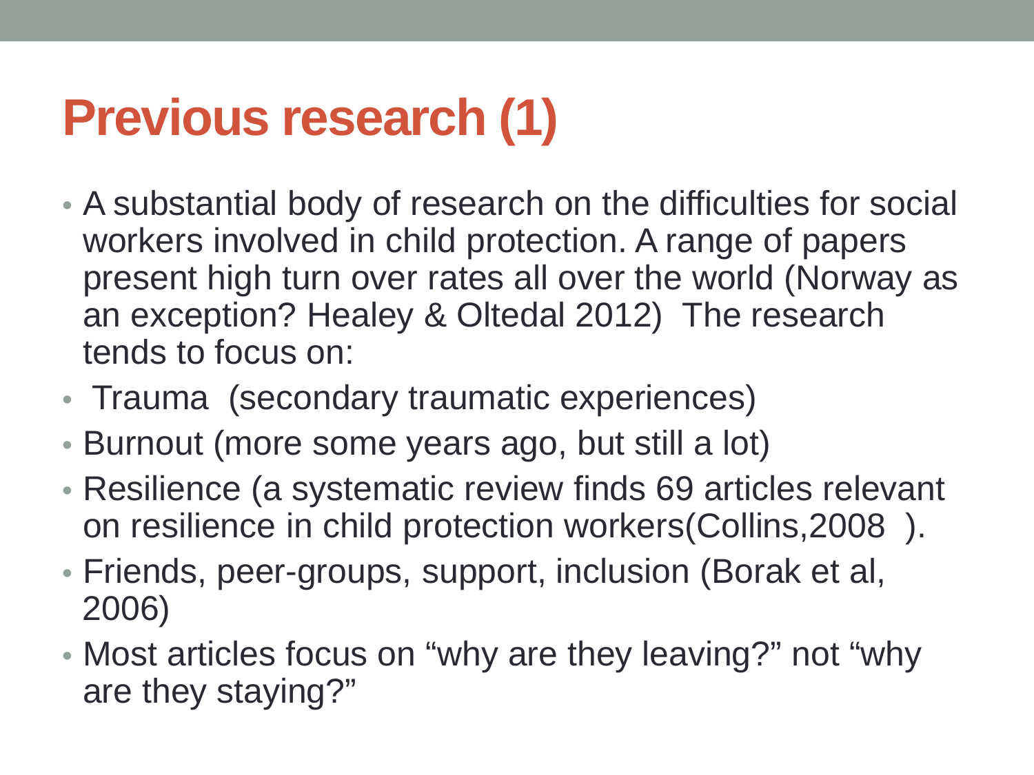# Previous research (1)

- A substantial body of research on the difficulties for social workers involved in child protection. A range of papers present high turn over rates all over the world (Norway as an exception? Healey & Oltedal 2012) The research tends to focus on:
- Trauma (secondary traumatic experiences)
- Burnout (more some years ago, but still a lot)
- Resilience (a systematic review finds 69 articles relevant on resilience in child protection workers(Collins,2008 ).
- Friends, peer-groups, support, inclusion (Borak et al, 2006)
- Most articles focus on "why are they leaving?" not "why are they staying?"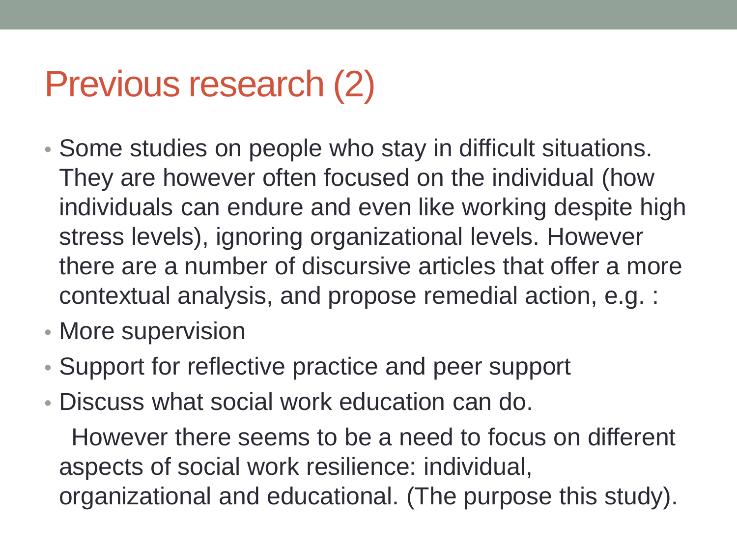# Previous research (2)

- Some studies on people who stay in difficult situations. They are however often focused on the individual (how individuals can endure and even like working despite high stress levels), ignoring organizational levels. However there are a number of discursive articles that offer a more contextual analysis, and propose remedial action, e.g. :
- More supervision
- Support for reflective practice and peer support
- Discuss what social work education can do.

However there seems to be a need to focus on different aspects of social work resilience: individual, organizational and educational. (The purpose this study).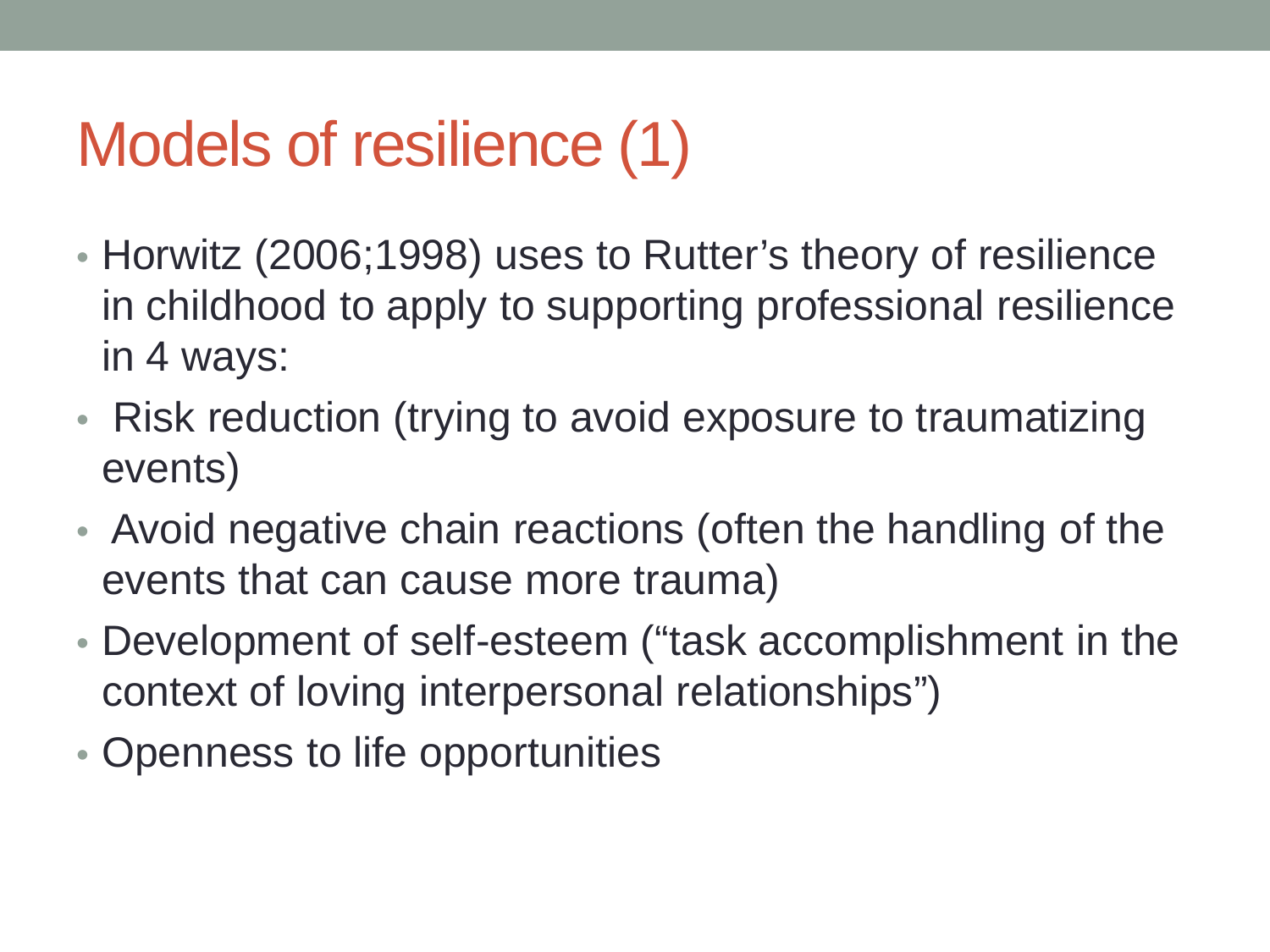# Models of resilience (1)

- Horwitz (2006;1998) uses to Rutter's theory of resilience in childhood to apply to supporting professional resilience in 4 ways:
- Risk reduction (trying to avoid exposure to traumatizing events)
- Avoid negative chain reactions (often the handling of the events that can cause more trauma)
- Development of self-esteem ("task accomplishment in the context of loving interpersonal relationships")
- Openness to life opportunities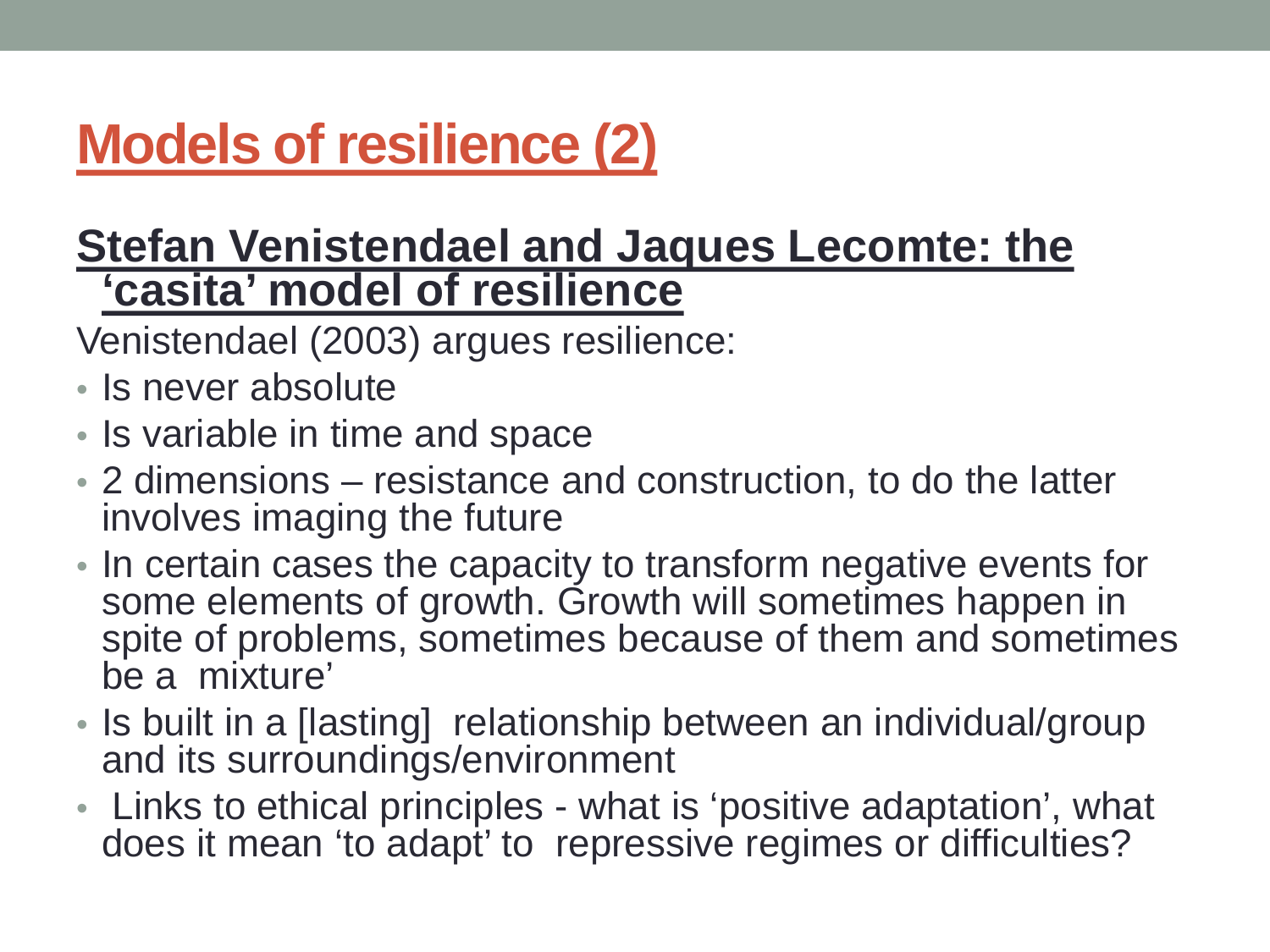# Models of resilience (2)

## Stefan Venistendael and Jaques Lecomte: the 'casita' model of resilience

Venistendael (2003) argues resilience:

- Is never absolute
- Is variable in time and space
- 2 dimensions – resistance and construction, to do the latter involves imaging the future
- In certain cases the capacity to transform negative events for some elements of growth. Growth will sometimes happen in spite of problems, sometimes because of them and sometimes be a mixture'
- Is built in a [lasting] relationship between an individual/group and its surroundings/environment
- Links to ethical principles - what is 'positive adaptation', what does it mean 'to adapt' to repressive regimes or difficulties?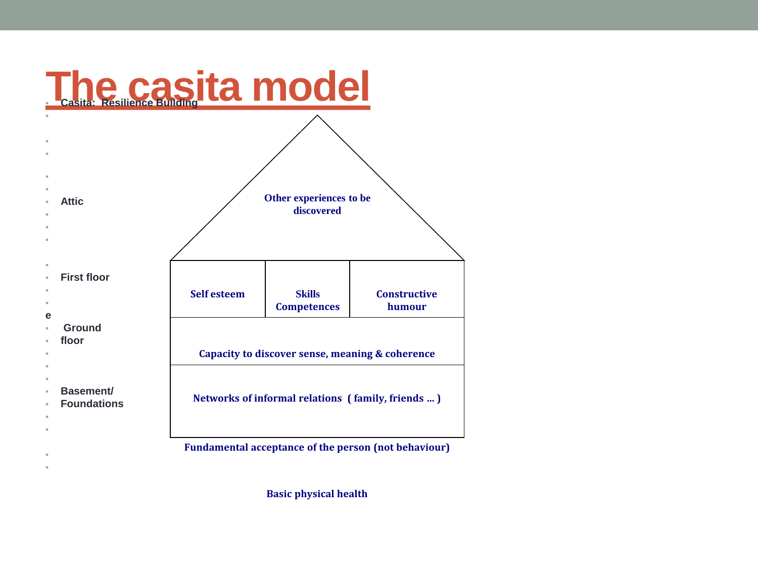# The casita model

- Casita: Resilience Building

- Attic
- First floor

e

- Ground floor
- Basement/ Foundations

Other experiences to be discovered

Self esteem

Skills Competences

Constructive humour

Capacity to discover sense, meaning & coherence

Networks of informal relations ( family, friends … )

Fundamental acceptance of the person (not behaviour)

Basic physical health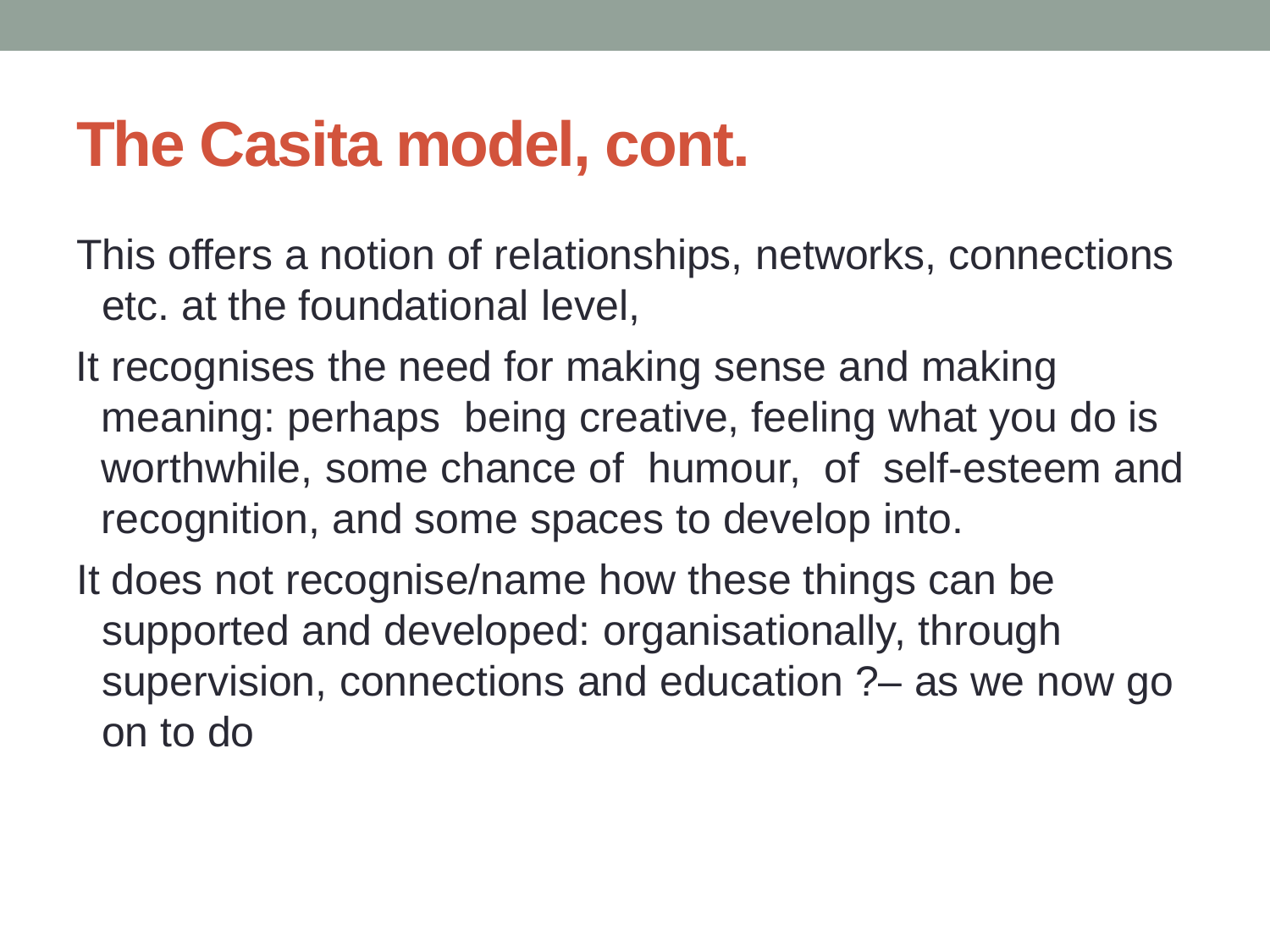# The Casita model, cont.

This offers a notion of relationships, networks, connections etc. at the foundational level,

It recognises the need for making sense and making meaning: perhaps being creative, feeling what you do is worthwhile, some chance of humour, of self-esteem and recognition, and some spaces to develop into.

It does not recognise/name how these things can be supported and developed: organisationally, through supervision, connections and education ?– as we now go on to do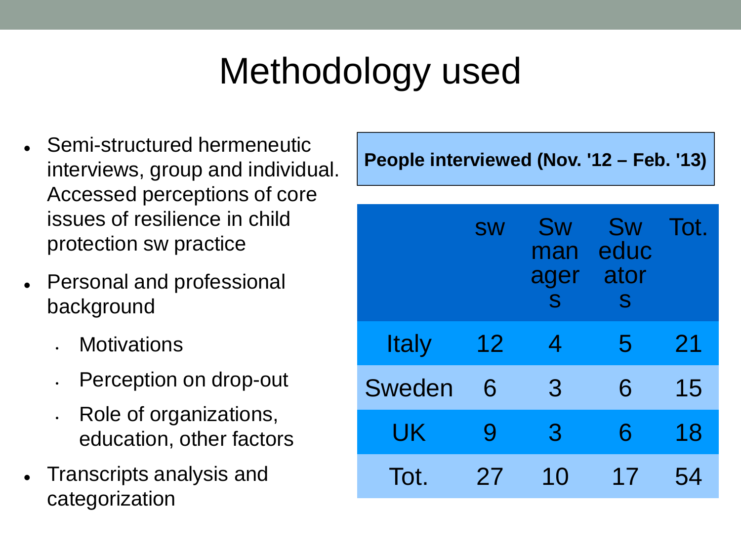# Methodology used

- Semi-structured hermeneutic interviews, group and individual. Accessed perceptions of core issues of resilience in child protection sw practice
- Personal and professional background
  - Motivations
  - Perception on drop-out
  - Role of organizations, education, other factors
- Transcripts analysis and categorization

**People interviewed (Nov. '12 – Feb. '13)**

| | sw | Sw managers | Sw educators | Tot. |
|---|---|---|---|---|
| Italy | 12 | 4 | 5 | 21 |
| Sweden | 6 | 3 | 6 | 15 |
| UK | 9 | 3 | 6 | 18 |
| Tot. | 27 | 10 | 17 | 54 |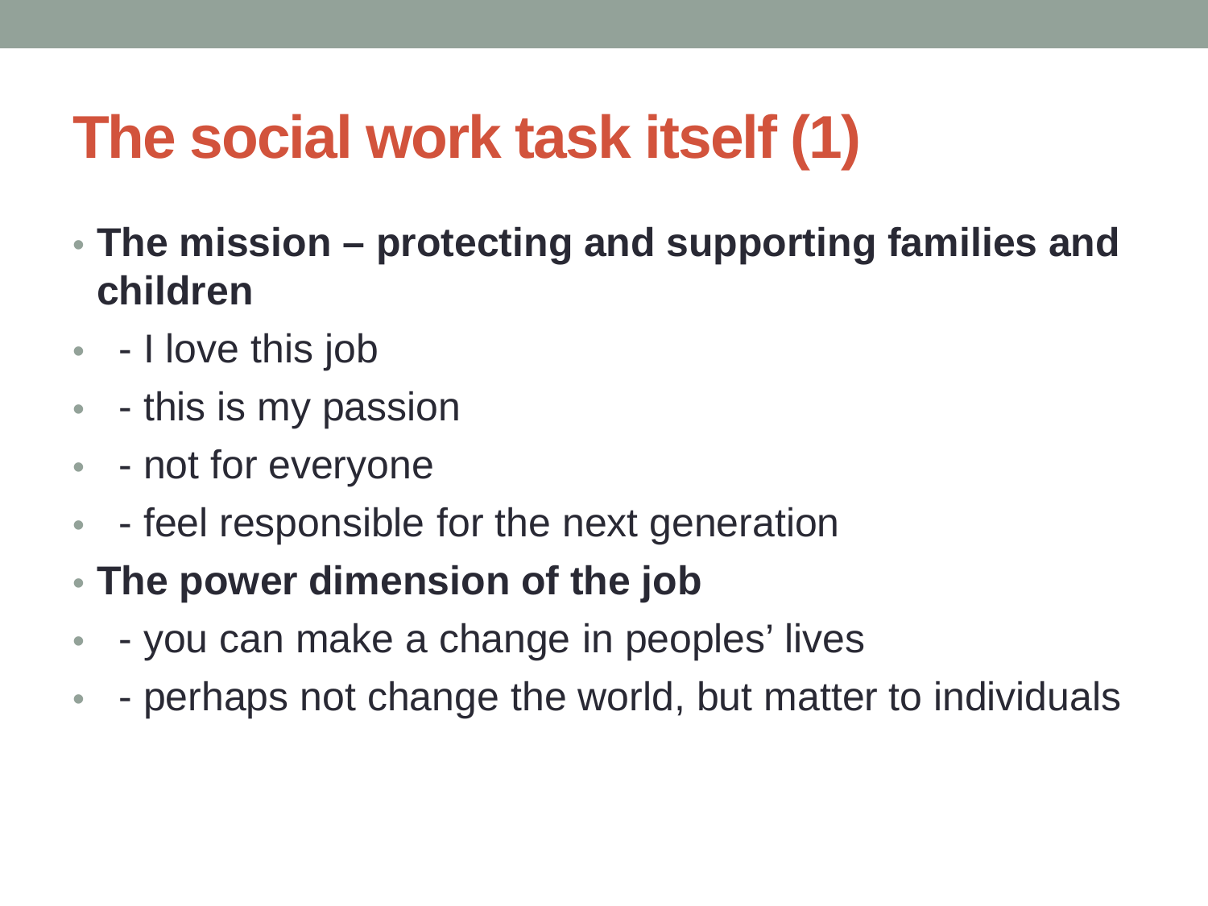# The social work task itself (1)

- **The mission – protecting and supporting families and children**
- - I love this job
- - this is my passion
- - not for everyone
- - feel responsible for the next generation
- **The power dimension of the job**
- - you can make a change in peoples' lives
- - perhaps not change the world, but matter to individuals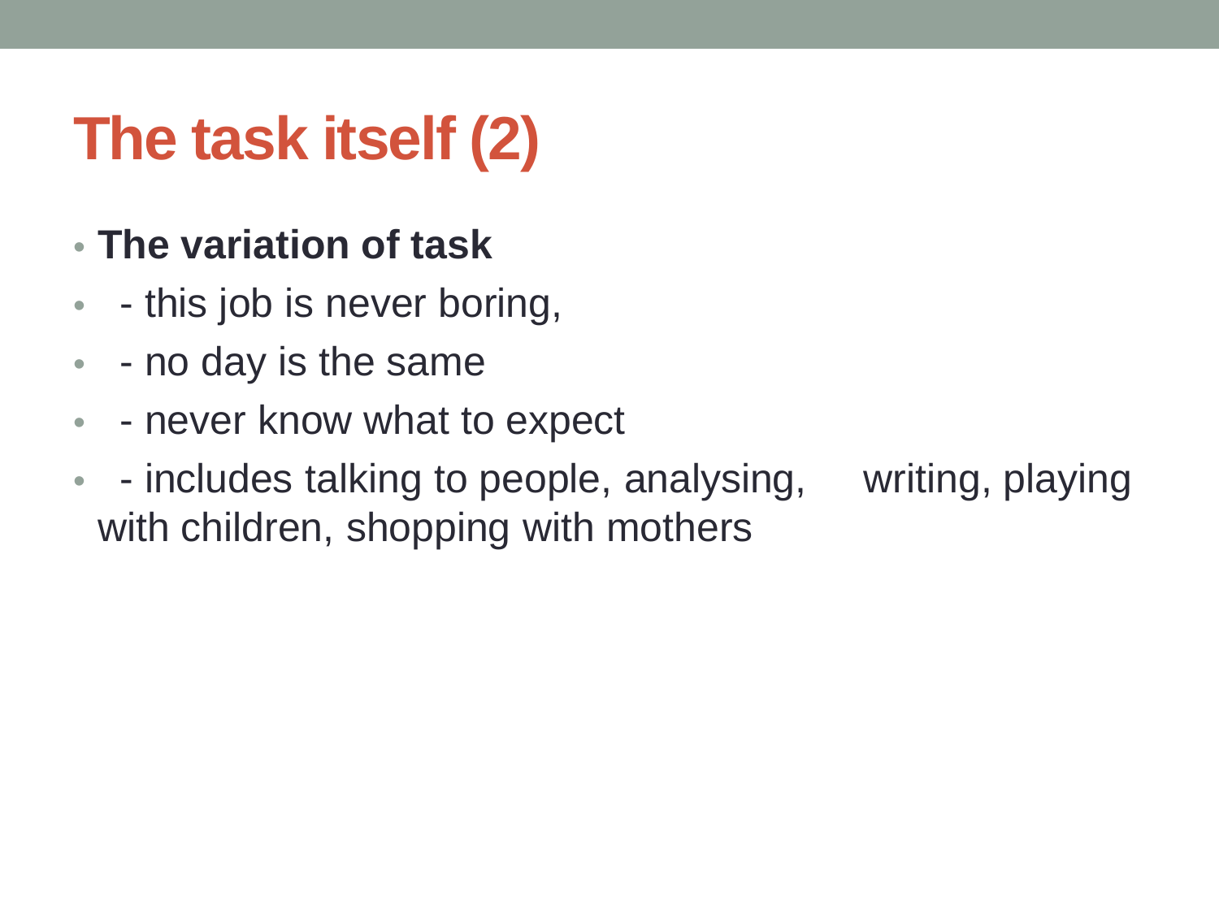# The task itself (2)

- **The variation of task**
- - this job is never boring,
- - no day is the same
- - never know what to expect
- - includes talking to people, analysing, writing, playing with children, shopping with mothers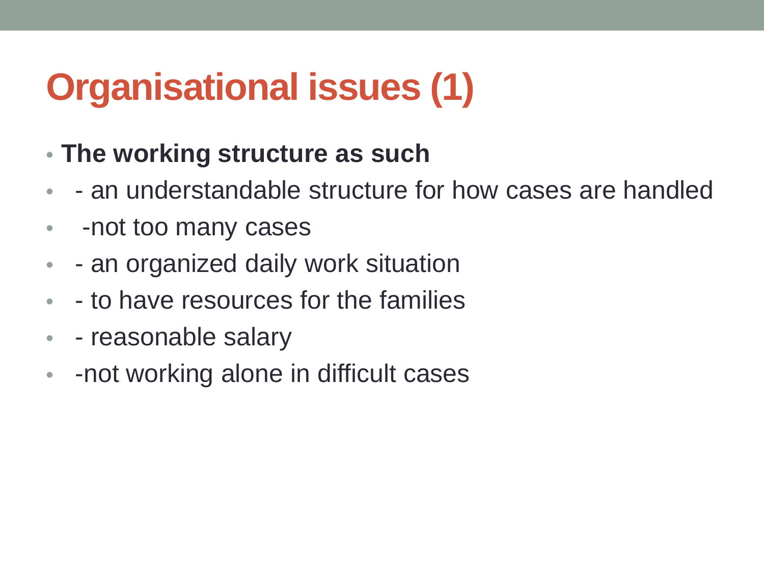# Organisational issues (1)

- **The working structure as such**
- - an understandable structure for how cases are handled
- -not too many cases
- - an organized daily work situation
- - to have resources for the families
- - reasonable salary
- -not working alone in difficult cases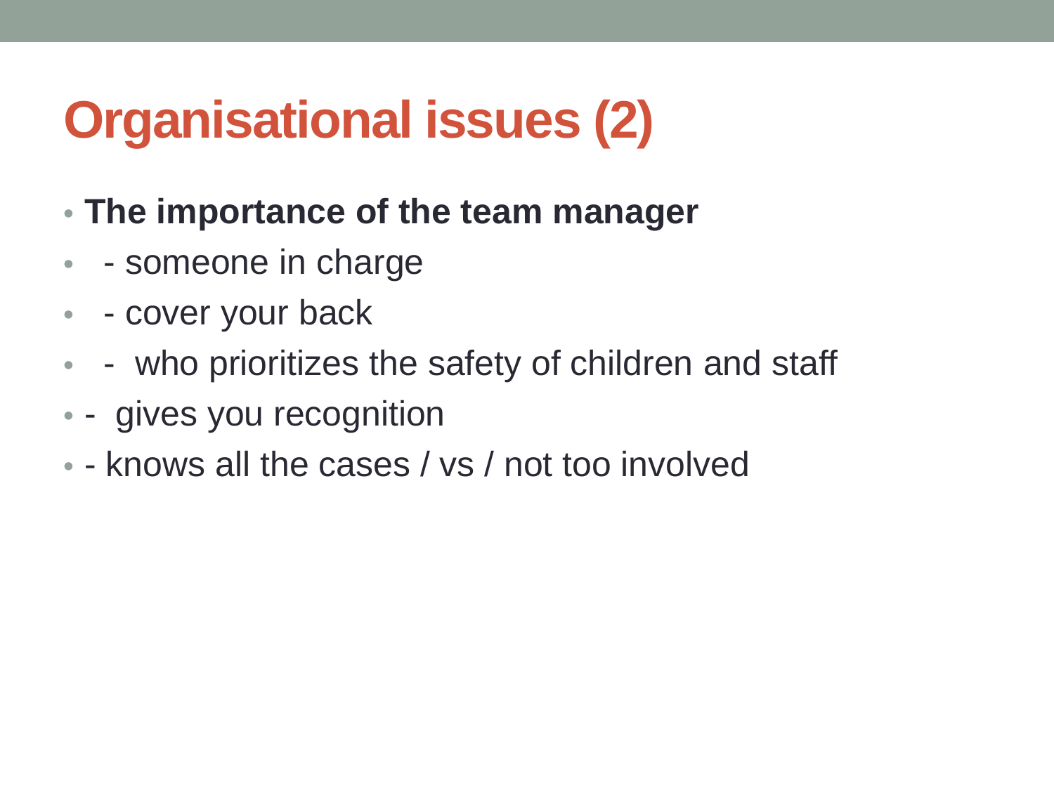# Organisational issues (2)

- **The importance of the team manager**
- - someone in charge
- - cover your back
- - who prioritizes the safety of children and staff
- - gives you recognition
- - knows all the cases / vs / not too involved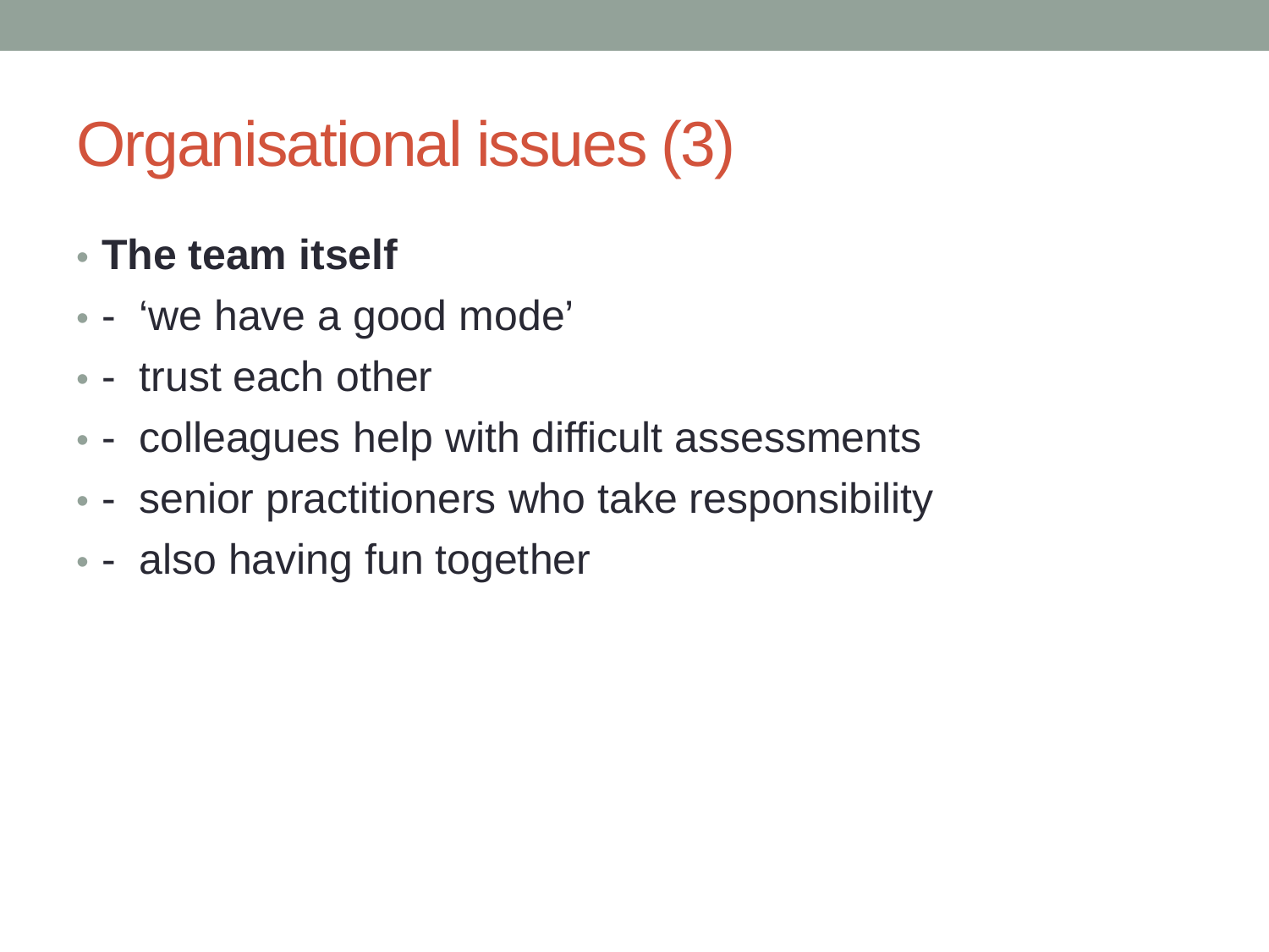# Organisational issues (3)

- **The team itself**
- - ‘we have a good mode’
- - trust each other
- - colleagues help with difficult assessments
- - senior practitioners who take responsibility
- - also having fun together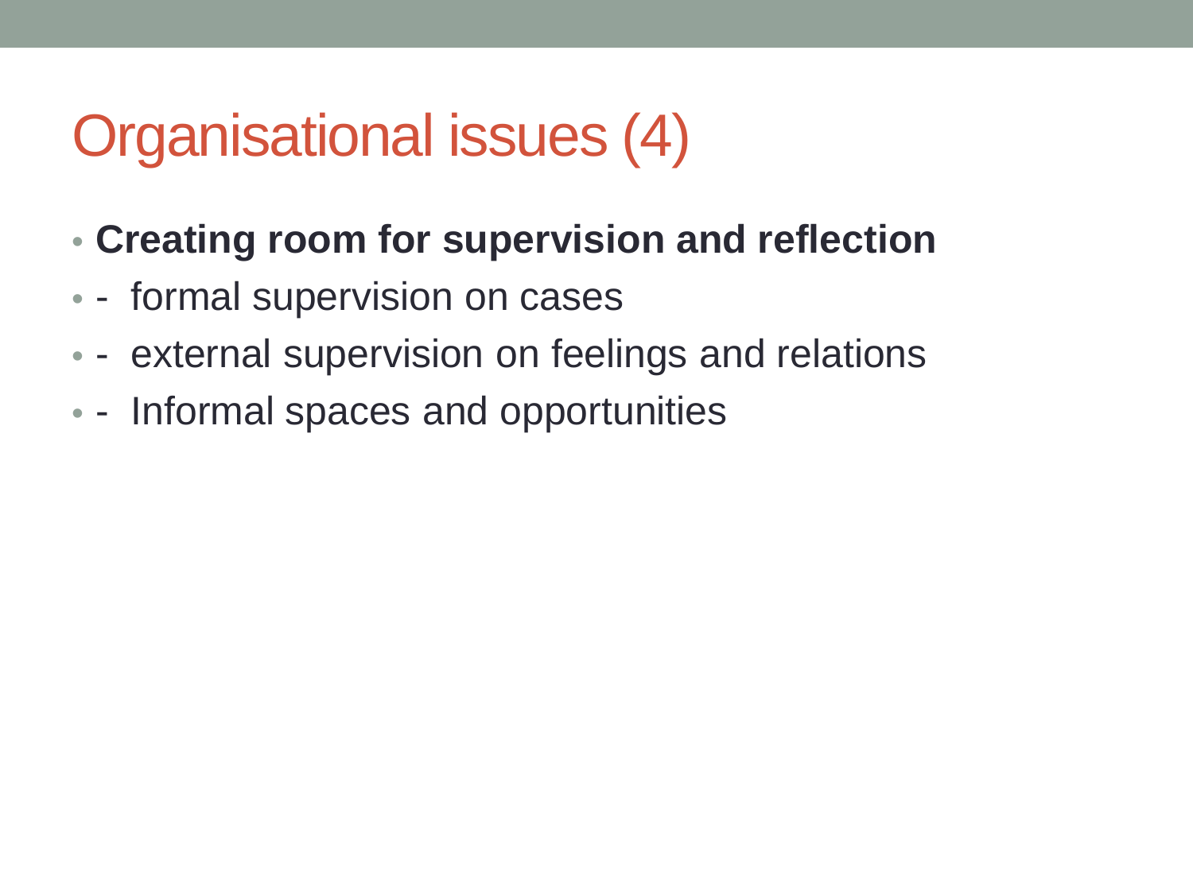# Organisational issues (4)

- **Creating room for supervision and reflection**
- - formal supervision on cases
- - external supervision on feelings and relations
- - Informal spaces and opportunities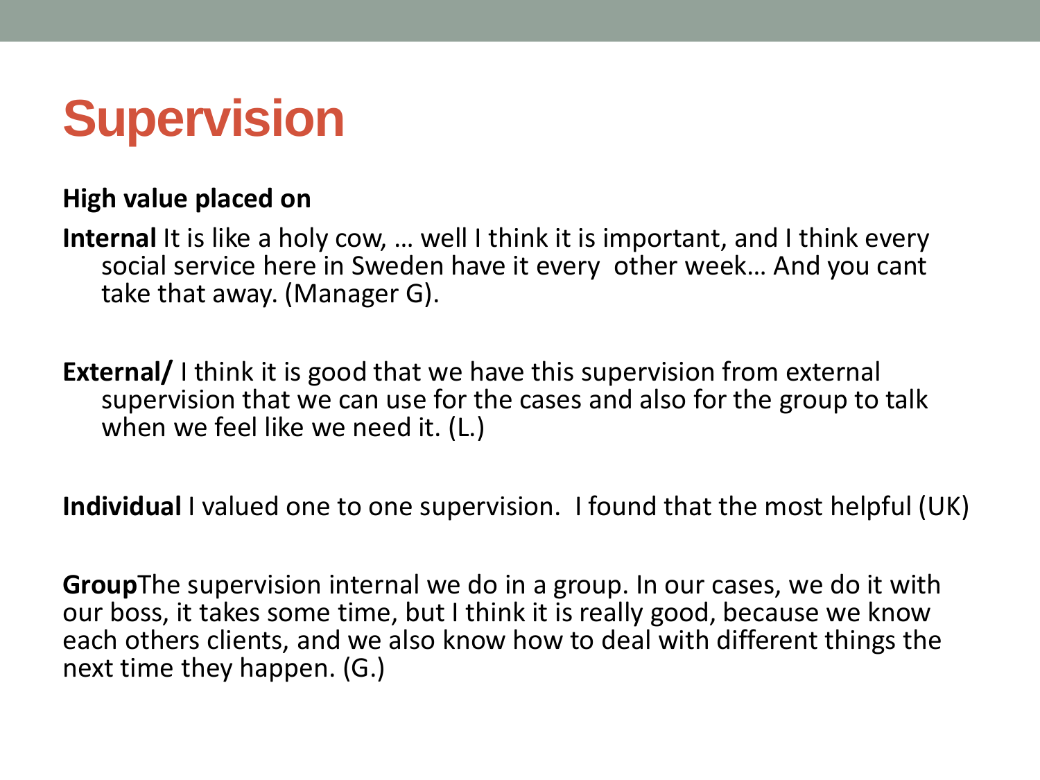# Supervision

**High value placed on**

**Internal** It is like a holy cow, … well I think it is important, and I think every social service here in Sweden have it every other week… And you cant take that away. (Manager G).

**External/** I think it is good that we have this supervision from external supervision that we can use for the cases and also for the group to talk when we feel like we need it. (L.)

**Individual** I valued one to one supervision. I found that the most helpful (UK)

**Group**The supervision internal we do in a group. In our cases, we do it with our boss, it takes some time, but I think it is really good, because we know each others clients, and we also know how to deal with different things the next time they happen. (G.)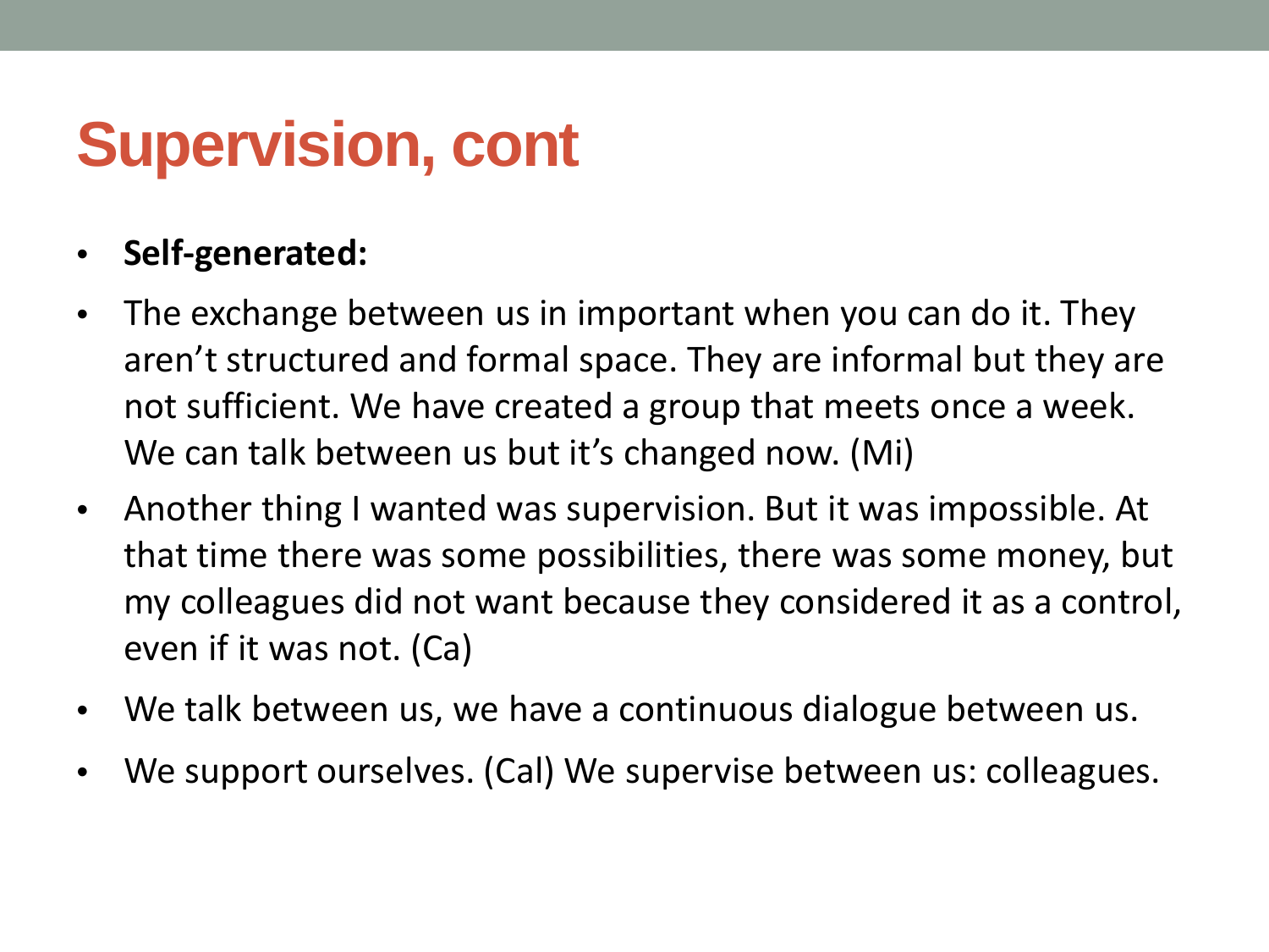# Supervision, cont

- **Self-generated:**
- The exchange between us in important when you can do it. They aren't structured and formal space. They are informal but they are not sufficient. We have created a group that meets once a week. We can talk between us but it's changed now. (Mi)
- Another thing I wanted was supervision. But it was impossible. At that time there was some possibilities, there was some money, but my colleagues did not want because they considered it as a control, even if it was not. (Ca)
- We talk between us, we have a continuous dialogue between us.
- We support ourselves. (Cal) We supervise between us: colleagues.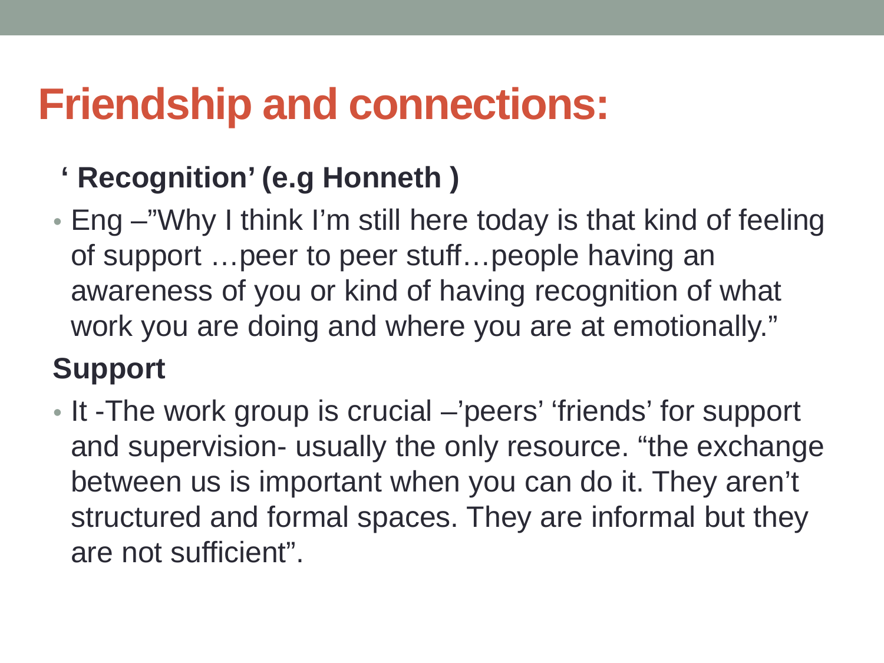# Friendship and connections:

**' Recognition' (e.g Honneth )**

- Eng –"Why I think I'm still here today is that kind of feeling of support …peer to peer stuff…people having an awareness of you or kind of having recognition of what work you are doing and where you are at emotionally."

**Support**

- It -The work group is crucial –'peers' 'friends' for support and supervision- usually the only resource. "the exchange between us is important when you can do it. They aren't structured and formal spaces. They are informal but they are not sufficient".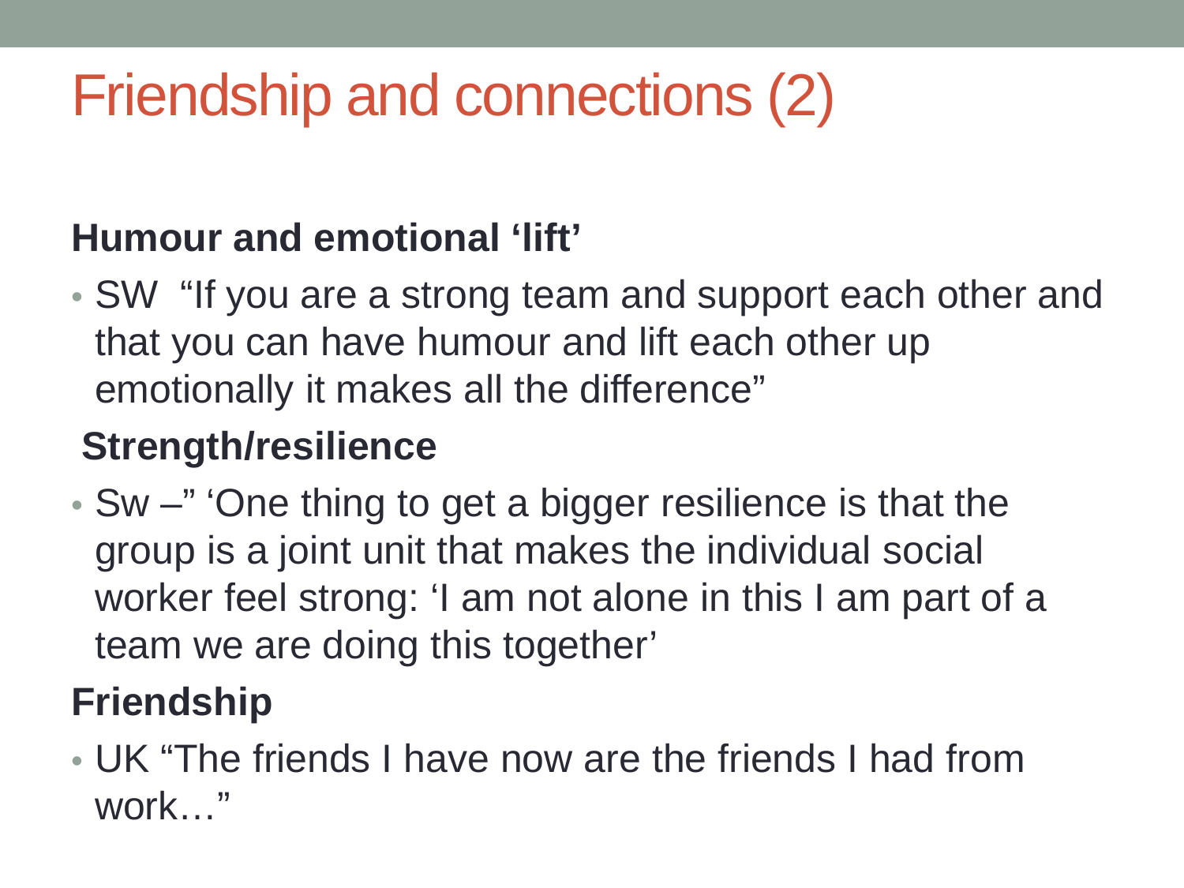# Friendship and connections (2)

**Humour and emotional 'lift'**

- SW "If you are a strong team and support each other and that you can have humour and lift each other up emotionally it makes all the difference"

**Strength/resilience**

- Sw –" 'One thing to get a bigger resilience is that the group is a joint unit that makes the individual social worker feel strong: 'I am not alone in this I am part of a team we are doing this together'

**Friendship**

- UK "The friends I have now are the friends I had from work…"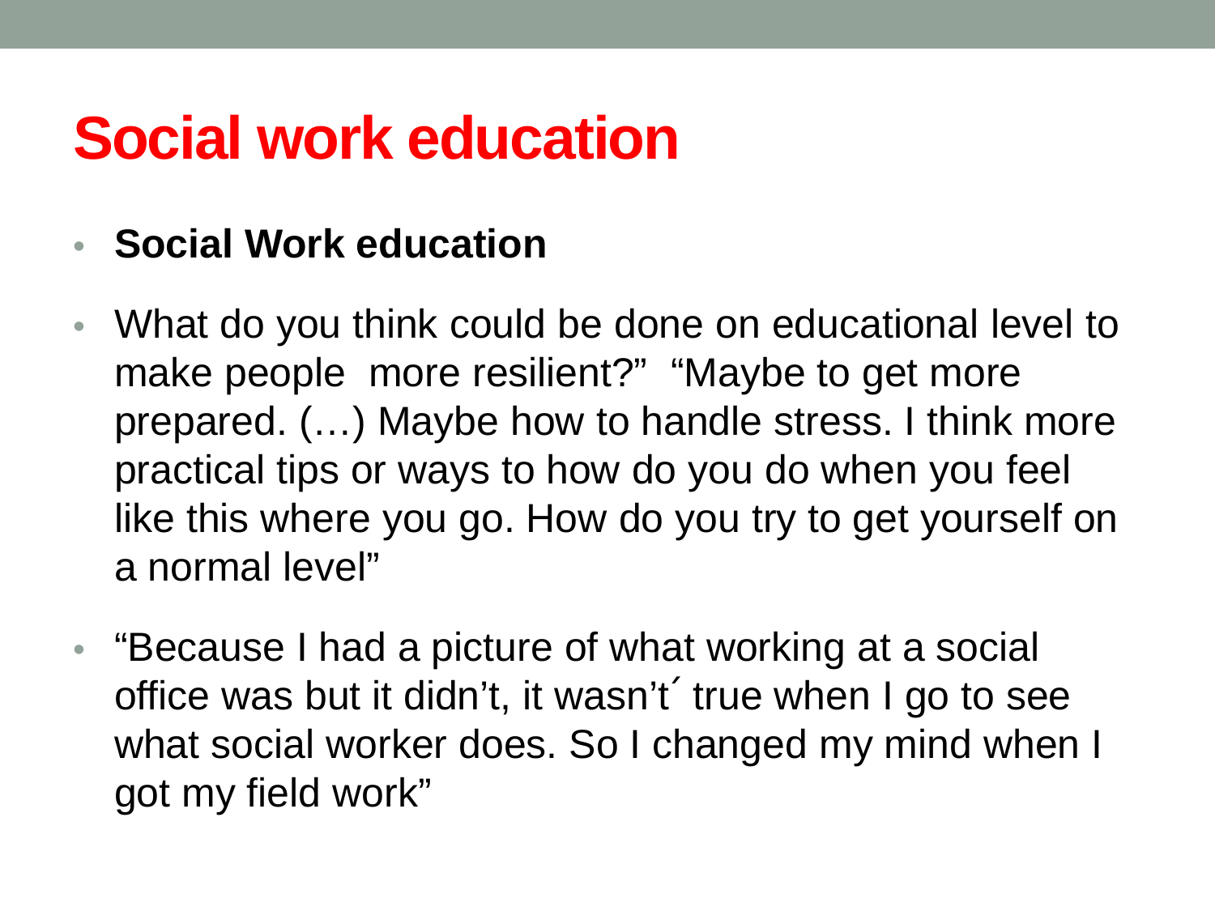# Social work education

- **Social Work education**
- What do you think could be done on educational level to make people  more resilient?”  “Maybe to get more prepared. (…) Maybe how to handle stress. I think more practical tips or ways to how do you do when you feel like this where you go. How do you try to get yourself on a normal level”
- “Because I had a picture of what working at a social office was but it didn’t, it wasn’t´ true when I go to see what social worker does. So I changed my mind when I got my field work”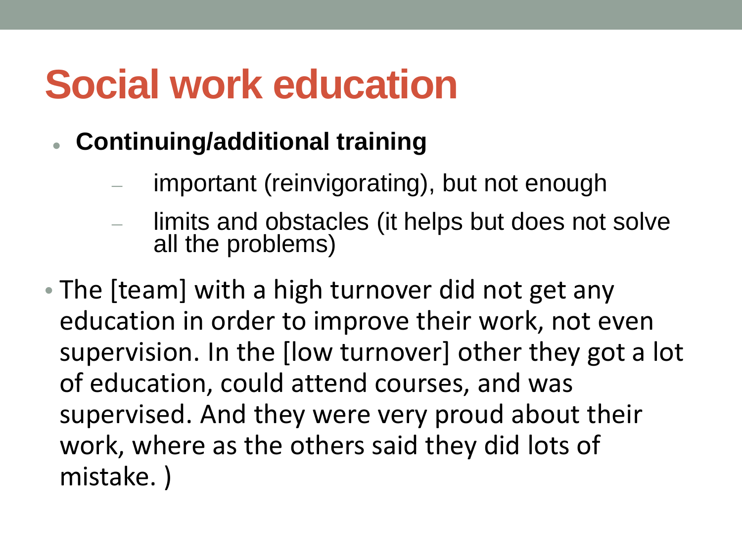# Social work education

- **Continuing/additional training**
  - important (reinvigorating), but not enough
  - limits and obstacles (it helps but does not solve all the problems)
- The [team] with a high turnover did not get any education in order to improve their work, not even supervision. In the [low turnover] other they got a lot of education, could attend courses, and was supervised. And they were very proud about their work, where as the others said they did lots of mistake. )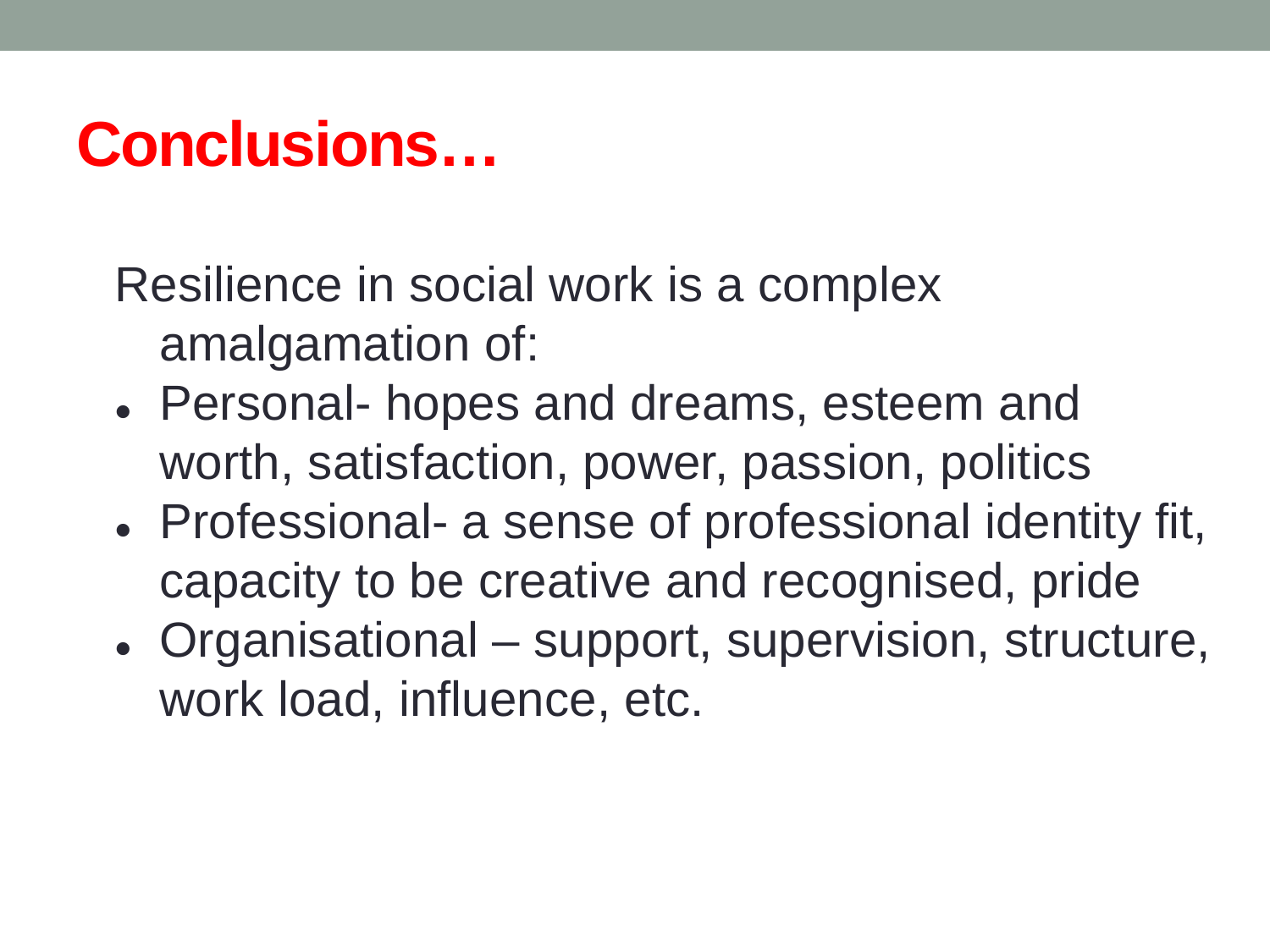# Conclusions…

Resilience in social work is a complex amalgamation of:

- Personal- hopes and dreams, esteem and worth, satisfaction, power, passion, politics
- Professional- a sense of professional identity fit, capacity to be creative and recognised, pride
- Organisational – support, supervision, structure, work load, influence, etc.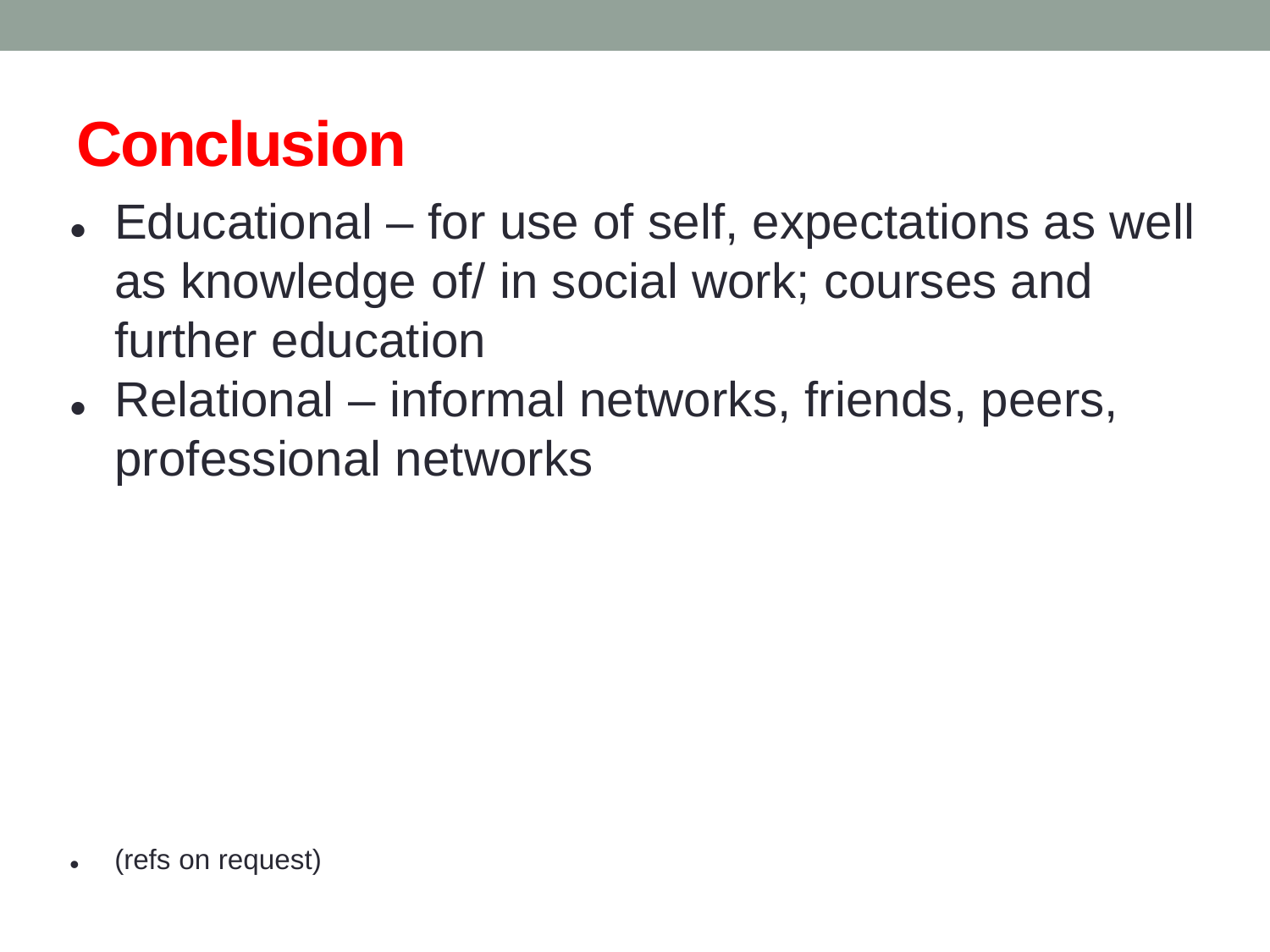# Conclusion

- Educational – for use of self, expectations as well as knowledge of/ in social work; courses and further education
- Relational – informal networks, friends, peers, professional networks

- (refs on request)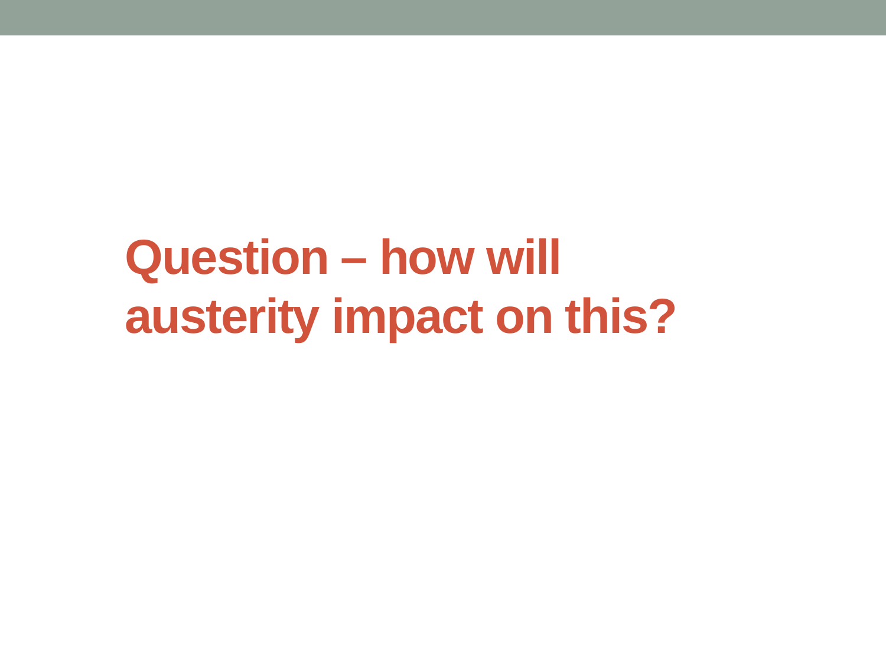# Question – how will austerity impact on this?